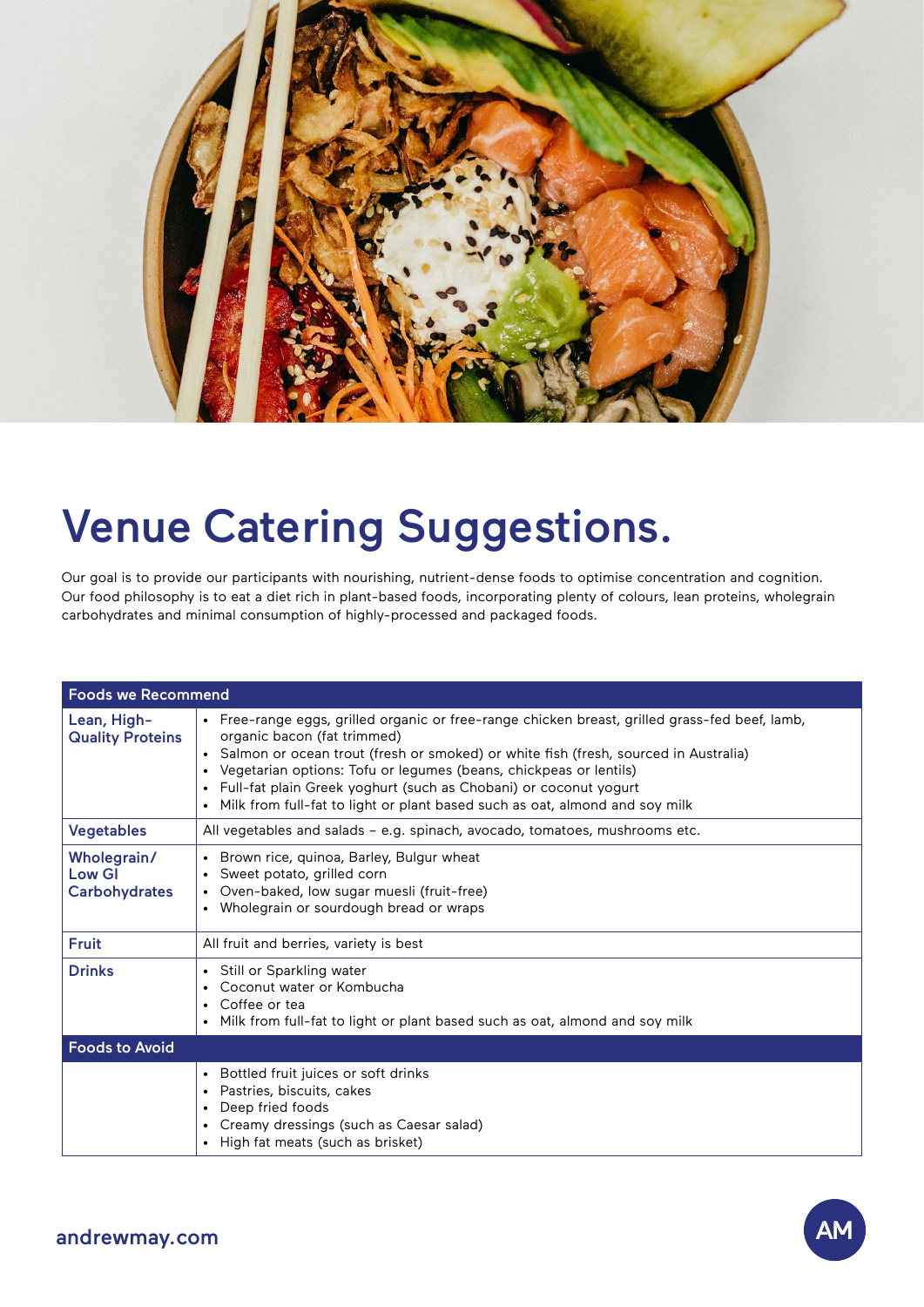# Venue Catering Suggestions.

Our goal is to provide our participants with nourishing, nutrient-dense foods to optimise concentration and cognition. Our food philosophy is to eat a diet rich in plant-based foods, incorporating plenty of colours, lean proteins, wholegrain carbohydrates and minimal consumption of highly-processed and packaged foods.

| Foods we Recommend | |
|---|---|
| **Lean, High-Quality Proteins** | • Free-range eggs, grilled organic or free-range chicken breast, grilled grass-fed beef, lamb, organic bacon (fat trimmed)<br>• Salmon or ocean trout (fresh or smoked) or white fish (fresh, sourced in Australia)<br>• Vegetarian options: Tofu or legumes (beans, chickpeas or lentils)<br>• Full-fat plain Greek yoghurt (such as Chobani) or coconut yogurt<br>• Milk from full-fat to light or plant based such as oat, almond and soy milk |
| **Vegetables** | All vegetables and salads – e.g. spinach, avocado, tomatoes, mushrooms etc. |
| **Wholegrain/ Low GI Carbohydrates** | • Brown rice, quinoa, Barley, Bulgur wheat<br>• Sweet potato, grilled corn<br>• Oven-baked, low sugar muesli (fruit-free)<br>• Wholegrain or sourdough bread or wraps |
| **Fruit** | All fruit and berries, variety is best |
| **Drinks** | • Still or Sparkling water<br>• Coconut water or Kombucha<br>• Coffee or tea<br>• Milk from full-fat to light or plant based such as oat, almond and soy milk |
| **Foods to Avoid** | |
| | • Bottled fruit juices or soft drinks<br>• Pastries, biscuits, cakes<br>• Deep fried foods<br>• Creamy dressings (such as Caesar salad)<br>• High fat meats (such as brisket) |

andrewmay.com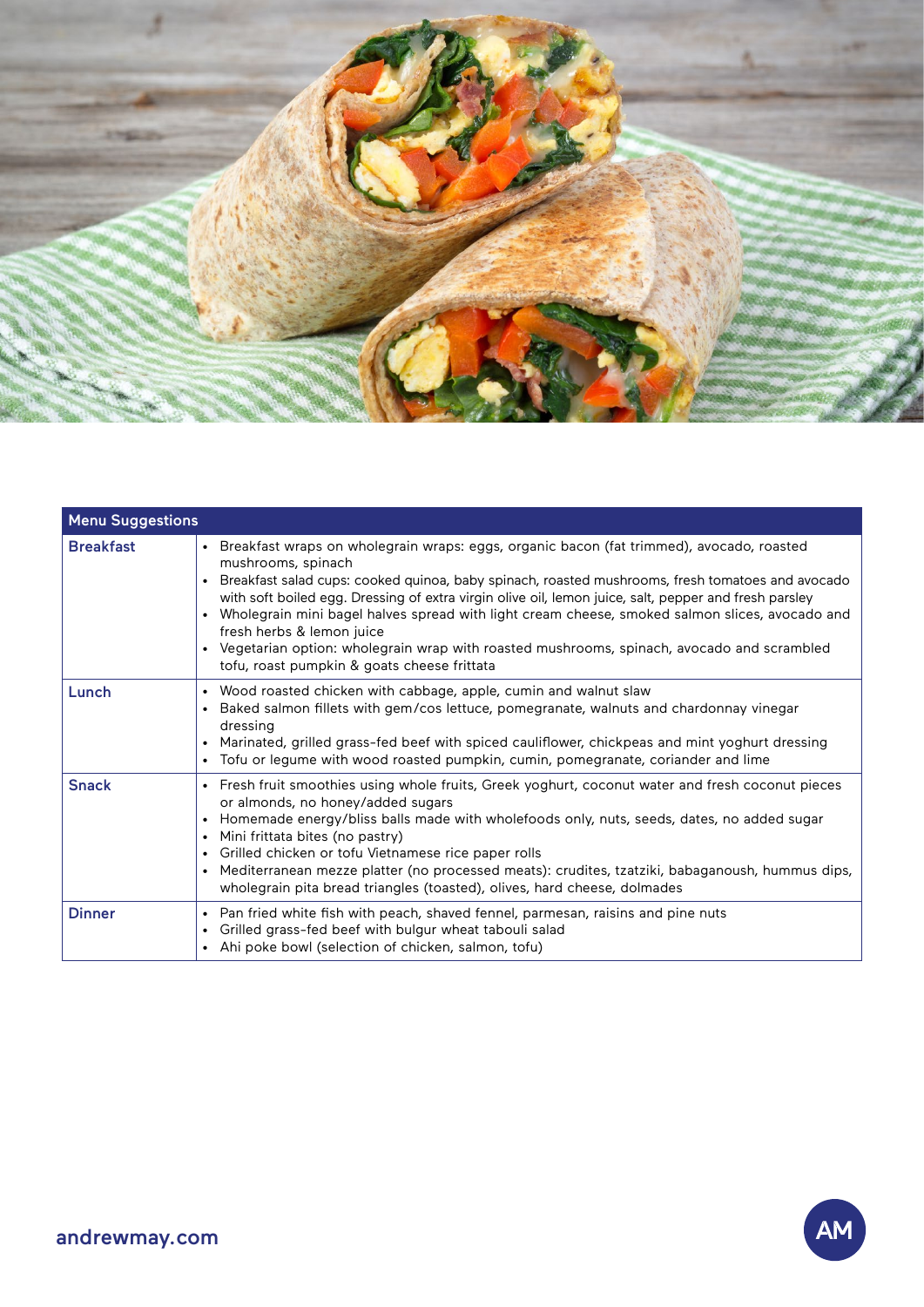| Menu Suggestions | |
| --- | --- |
| **Breakfast** | • Breakfast wraps on wholegrain wraps: eggs, organic bacon (fat trimmed), avocado, roasted mushrooms, spinach<br>• Breakfast salad cups: cooked quinoa, baby spinach, roasted mushrooms, fresh tomatoes and avocado with soft boiled egg. Dressing of extra virgin olive oil, lemon juice, salt, pepper and fresh parsley<br>• Wholegrain mini bagel halves spread with light cream cheese, smoked salmon slices, avocado and fresh herbs & lemon juice<br>• Vegetarian option: wholegrain wrap with roasted mushrooms, spinach, avocado and scrambled tofu, roast pumpkin & goats cheese frittata |
| **Lunch** | • Wood roasted chicken with cabbage, apple, cumin and walnut slaw<br>• Baked salmon fillets with gem/cos lettuce, pomegranate, walnuts and chardonnay vinegar dressing<br>• Marinated, grilled grass-fed beef with spiced cauliflower, chickpeas and mint yoghurt dressing<br>• Tofu or legume with wood roasted pumpkin, cumin, pomegranate, coriander and lime |
| **Snack** | • Fresh fruit smoothies using whole fruits, Greek yoghurt, coconut water and fresh coconut pieces or almonds, no honey/added sugars<br>• Homemade energy/bliss balls made with wholefoods only, nuts, seeds, dates, no added sugar<br>• Mini frittata bites (no pastry)<br>• Grilled chicken or tofu Vietnamese rice paper rolls<br>• Mediterranean mezze platter (no processed meats): crudites, tzatziki, babaganoush, hummus dips, wholegrain pita bread triangles (toasted), olives, hard cheese, dolmades |
| **Dinner** | • Pan fried white fish with peach, shaved fennel, parmesan, raisins and pine nuts<br>• Grilled grass-fed beef with bulgur wheat tabouli salad<br>• Ahi poke bowl (selection of chicken, salmon, tofu) |

andrewmay.com